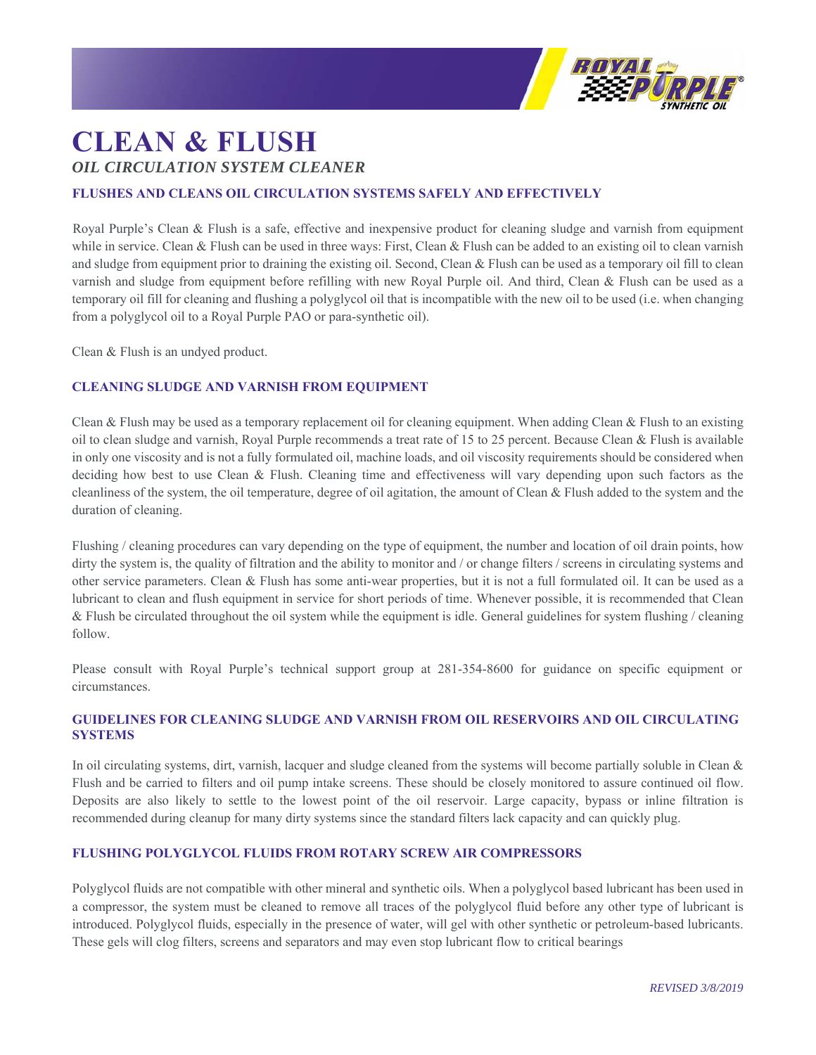# CLEAN & FLUSH

*OIL CIRCULATION SYSTEM CLEANER*

### FLUSHES AND CLEANS OIL CIRCULATION SYSTEMS SAFELY AND EFFECTIVELY

Royal Purple's Clean & Flush is a safe, effective and inexpensive product for cleaning sludge and varnish from equipment while in service. Clean & Flush can be used in three ways: First, Clean & Flush can be added to an existing oil to clean varnish and sludge from equipment prior to draining the existing oil. Second, Clean & Flush can be used as a temporary oil fill to clean varnish and sludge from equipment before refilling with new Royal Purple oil. And third, Clean & Flush can be used as a temporary oil fill for cleaning and flushing a polyglycol oil that is incompatible with the new oil to be used (i.e. when changing from a polyglycol oil to a Royal Purple PAO or para-synthetic oil).

Clean & Flush is an undyed product.

### CLEANING SLUDGE AND VARNISH FROM EQUIPMENT

Clean & Flush may be used as a temporary replacement oil for cleaning equipment. When adding Clean & Flush to an existing oil to clean sludge and varnish, Royal Purple recommends a treat rate of 15 to 25 percent. Because Clean & Flush is available in only one viscosity and is not a fully formulated oil, machine loads, and oil viscosity requirements should be considered when deciding how best to use Clean & Flush. Cleaning time and effectiveness will vary depending upon such factors as the cleanliness of the system, the oil temperature, degree of oil agitation, the amount of Clean & Flush added to the system and the duration of cleaning.

Flushing / cleaning procedures can vary depending on the type of equipment, the number and location of oil drain points, how dirty the system is, the quality of filtration and the ability to monitor and / or change filters / screens in circulating systems and other service parameters. Clean & Flush has some anti-wear properties, but it is not a full formulated oil. It can be used as a lubricant to clean and flush equipment in service for short periods of time. Whenever possible, it is recommended that Clean & Flush be circulated throughout the oil system while the equipment is idle. General guidelines for system flushing / cleaning follow.

Please consult with Royal Purple's technical support group at 281-354-8600 for guidance on specific equipment or circumstances.

### GUIDELINES FOR CLEANING SLUDGE AND VARNISH FROM OIL RESERVOIRS AND OIL CIRCULATING SYSTEMS

In oil circulating systems, dirt, varnish, lacquer and sludge cleaned from the systems will become partially soluble in Clean & Flush and be carried to filters and oil pump intake screens. These should be closely monitored to assure continued oil flow. Deposits are also likely to settle to the lowest point of the oil reservoir. Large capacity, bypass or inline filtration is recommended during cleanup for many dirty systems since the standard filters lack capacity and can quickly plug.

### FLUSHING POLYGLYCOL FLUIDS FROM ROTARY SCREW AIR COMPRESSORS

Polyglycol fluids are not compatible with other mineral and synthetic oils. When a polyglycol based lubricant has been used in a compressor, the system must be cleaned to remove all traces of the polyglycol fluid before any other type of lubricant is introduced. Polyglycol fluids, especially in the presence of water, will gel with other synthetic or petroleum-based lubricants. These gels will clog filters, screens and separators and may even stop lubricant flow to critical bearings

*REVISED 3/8/2019*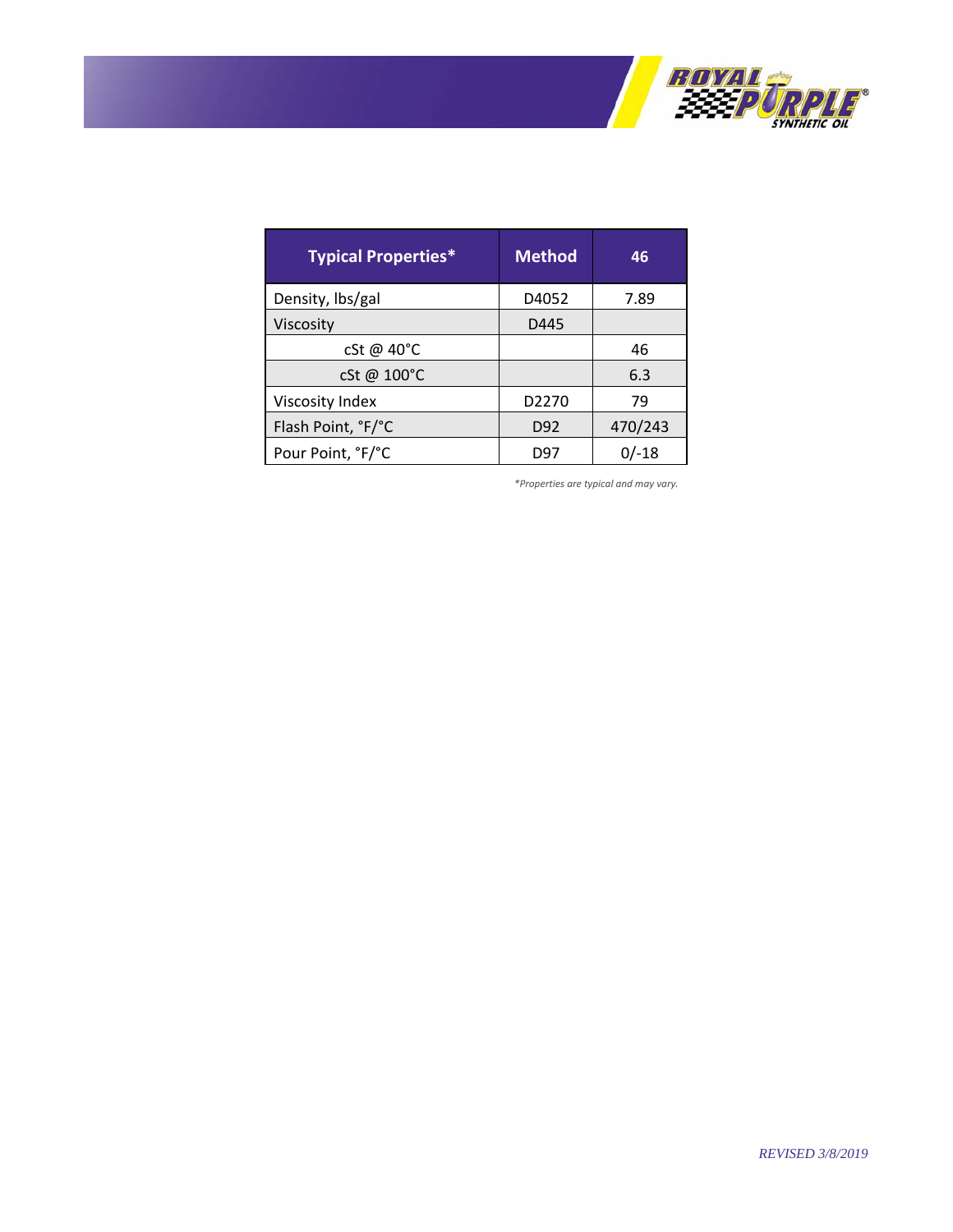| Typical Properties* | Method | 46 |
|---|---|---|
| Density, lbs/gal | D4052 | 7.89 |
| Viscosity | D445 | |
| cSt @ 40°C | | 46 |
| cSt @ 100°C | | 6.3 |
| Viscosity Index | D2270 | 79 |
| Flash Point, °F/°C | D92 | 470/243 |
| Pour Point, °F/°C | D97 | 0/-18 |

*\*Properties are typical and may vary.*

*REVISED 3/8/2019*